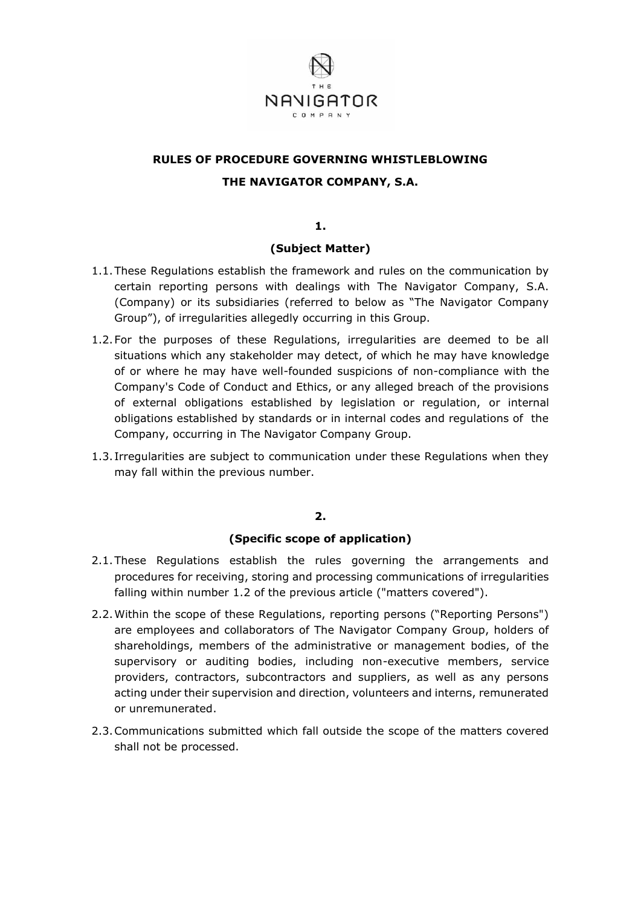# RULES OF PROCEDURE GOVERNING WHISTLEBLOWING

# THE NAVIGATOR COMPANY, S.A.

## 1.

## (Subject Matter)

1.1. These Regulations establish the framework and rules on the communication by certain reporting persons with dealings with The Navigator Company, S.A. (Company) or its subsidiaries (referred to below as "The Navigator Company Group"), of irregularities allegedly occurring in this Group.

1.2. For the purposes of these Regulations, irregularities are deemed to be all situations which any stakeholder may detect, of which he may have knowledge of or where he may have well-founded suspicions of non-compliance with the Company's Code of Conduct and Ethics, or any alleged breach of the provisions of external obligations established by legislation or regulation, or internal obligations established by standards or in internal codes and regulations of the Company, occurring in The Navigator Company Group.

1.3. Irregularities are subject to communication under these Regulations when they may fall within the previous number.

## 2.

## (Specific scope of application)

2.1. These Regulations establish the rules governing the arrangements and procedures for receiving, storing and processing communications of irregularities falling within number 1.2 of the previous article ("matters covered").

2.2. Within the scope of these Regulations, reporting persons ("Reporting Persons") are employees and collaborators of The Navigator Company Group, holders of shareholdings, members of the administrative or management bodies, of the supervisory or auditing bodies, including non-executive members, service providers, contractors, subcontractors and suppliers, as well as any persons acting under their supervision and direction, volunteers and interns, remunerated or unremunerated.

2.3. Communications submitted which fall outside the scope of the matters covered shall not be processed.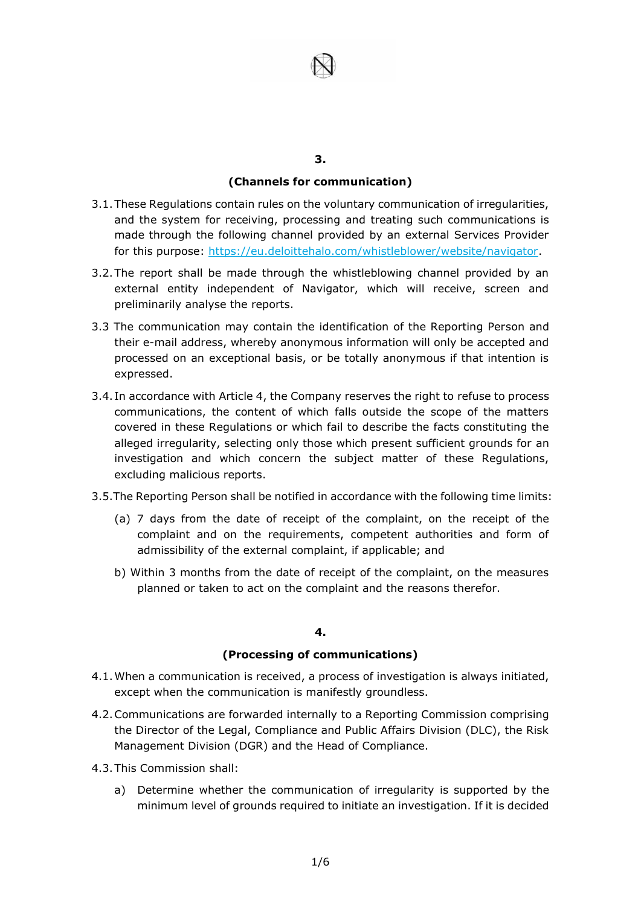## 3.

## (Channels for communication)

3.1. These Regulations contain rules on the voluntary communication of irregularities, and the system for receiving, processing and treating such communications is made through the following channel provided by an external Services Provider for this purpose: [https://eu.deloittehalo.com/whistleblower/website/navigator](https://eu.deloittehalo.com/whistleblower/website/navigator).

3.2. The report shall be made through the whistleblowing channel provided by an external entity independent of Navigator, which will receive, screen and preliminarily analyse the reports.

3.3 The communication may contain the identification of the Reporting Person and their e-mail address, whereby anonymous information will only be accepted and processed on an exceptional basis, or be totally anonymous if that intention is expressed.

3.4. In accordance with Article 4, the Company reserves the right to refuse to process communications, the content of which falls outside the scope of the matters covered in these Regulations or which fail to describe the facts constituting the alleged irregularity, selecting only those which present sufficient grounds for an investigation and which concern the subject matter of these Regulations, excluding malicious reports.

3.5. The Reporting Person shall be notified in accordance with the following time limits:

(a) 7 days from the date of receipt of the complaint, on the receipt of the complaint and on the requirements, competent authorities and form of admissibility of the external complaint, if applicable; and

b) Within 3 months from the date of receipt of the complaint, on the measures planned or taken to act on the complaint and the reasons therefor.

## 4.

## (Processing of communications)

4.1. When a communication is received, a process of investigation is always initiated, except when the communication is manifestly groundless.

4.2. Communications are forwarded internally to a Reporting Commission comprising the Director of the Legal, Compliance and Public Affairs Division (DLC), the Risk Management Division (DGR) and the Head of Compliance.

4.3. This Commission shall:

a) Determine whether the communication of irregularity is supported by the minimum level of grounds required to initiate an investigation. If it is decided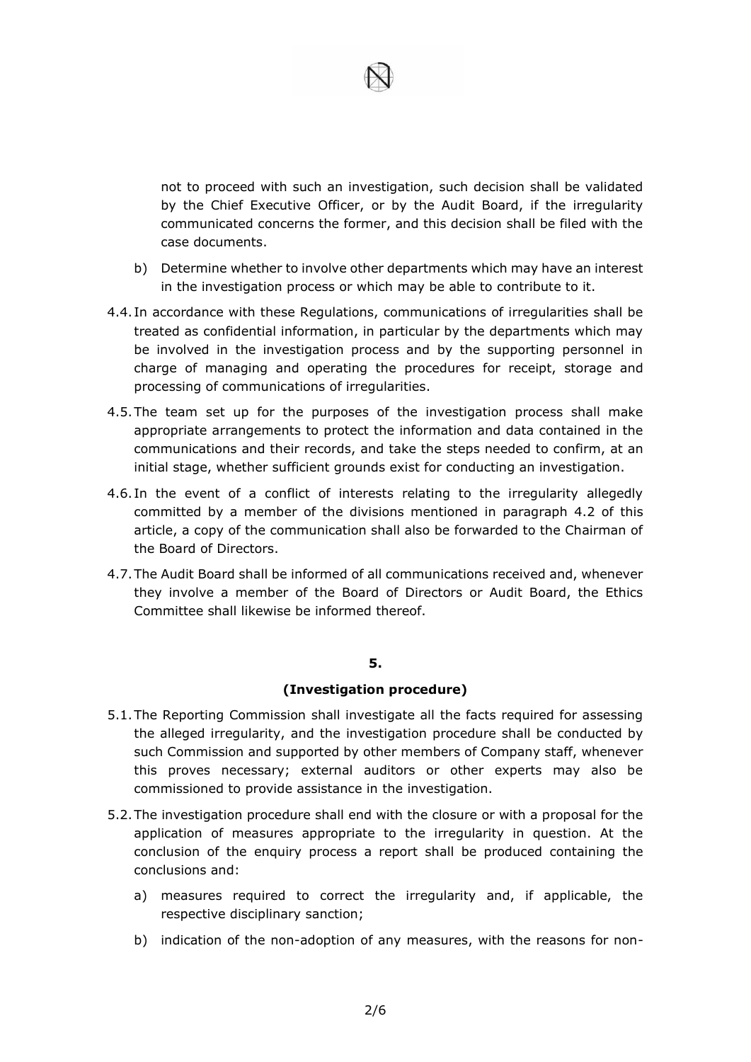not to proceed with such an investigation, such decision shall be validated by the Chief Executive Officer, or by the Audit Board, if the irregularity communicated concerns the former, and this decision shall be filed with the case documents.

b) Determine whether to involve other departments which may have an interest in the investigation process or which may be able to contribute to it.

4.4. In accordance with these Regulations, communications of irregularities shall be treated as confidential information, in particular by the departments which may be involved in the investigation process and by the supporting personnel in charge of managing and operating the procedures for receipt, storage and processing of communications of irregularities.

4.5. The team set up for the purposes of the investigation process shall make appropriate arrangements to protect the information and data contained in the communications and their records, and take the steps needed to confirm, at an initial stage, whether sufficient grounds exist for conducting an investigation.

4.6. In the event of a conflict of interests relating to the irregularity allegedly committed by a member of the divisions mentioned in paragraph 4.2 of this article, a copy of the communication shall also be forwarded to the Chairman of the Board of Directors.

4.7. The Audit Board shall be informed of all communications received and, whenever they involve a member of the Board of Directors or Audit Board, the Ethics Committee shall likewise be informed thereof.

**5.**

**(Investigation procedure)**

5.1. The Reporting Commission shall investigate all the facts required for assessing the alleged irregularity, and the investigation procedure shall be conducted by such Commission and supported by other members of Company staff, whenever this proves necessary; external auditors or other experts may also be commissioned to provide assistance in the investigation.

5.2. The investigation procedure shall end with the closure or with a proposal for the application of measures appropriate to the irregularity in question. At the conclusion of the enquiry process a report shall be produced containing the conclusions and:

a) measures required to correct the irregularity and, if applicable, the respective disciplinary sanction;

b) indication of the non-adoption of any measures, with the reasons for non-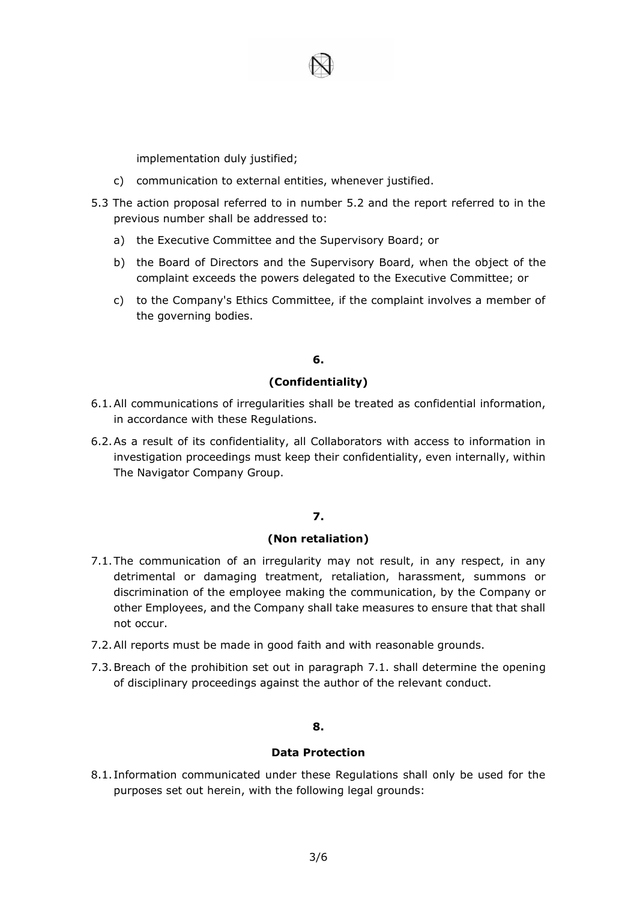implementation duly justified;

c) communication to external entities, whenever justified.

5.3 The action proposal referred to in number 5.2 and the report referred to in the previous number shall be addressed to:

a) the Executive Committee and the Supervisory Board; or

b) the Board of Directors and the Supervisory Board, when the object of the complaint exceeds the powers delegated to the Executive Committee; or

c) to the Company's Ethics Committee, if the complaint involves a member of the governing bodies.

## 6.

## (Confidentiality)

6.1. All communications of irregularities shall be treated as confidential information, in accordance with these Regulations.

6.2. As a result of its confidentiality, all Collaborators with access to information in investigation proceedings must keep their confidentiality, even internally, within The Navigator Company Group.

## 7.

## (Non retaliation)

7.1. The communication of an irregularity may not result, in any respect, in any detrimental or damaging treatment, retaliation, harassment, summons or discrimination of the employee making the communication, by the Company or other Employees, and the Company shall take measures to ensure that that shall not occur.

7.2. All reports must be made in good faith and with reasonable grounds.

7.3. Breach of the prohibition set out in paragraph 7.1. shall determine the opening of disciplinary proceedings against the author of the relevant conduct.

## 8.

## Data Protection

8.1. Information communicated under these Regulations shall only be used for the purposes set out herein, with the following legal grounds: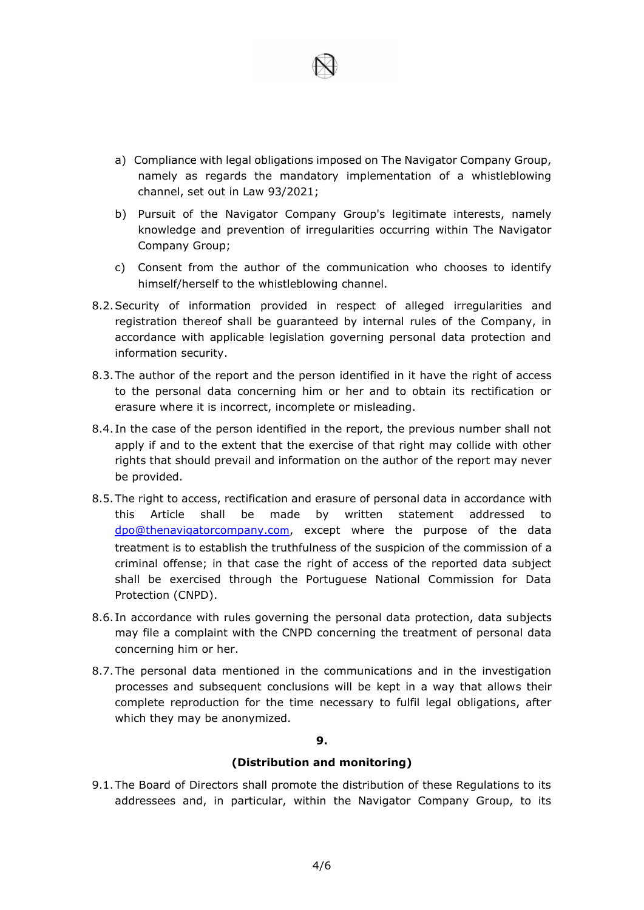a) Compliance with legal obligations imposed on The Navigator Company Group, namely as regards the mandatory implementation of a whistleblowing channel, set out in Law 93/2021;

b) Pursuit of the Navigator Company Group's legitimate interests, namely knowledge and prevention of irregularities occurring within The Navigator Company Group;

c) Consent from the author of the communication who chooses to identify himself/herself to the whistleblowing channel.

8.2. Security of information provided in respect of alleged irregularities and registration thereof shall be guaranteed by internal rules of the Company, in accordance with applicable legislation governing personal data protection and information security.

8.3. The author of the report and the person identified in it have the right of access to the personal data concerning him or her and to obtain its rectification or erasure where it is incorrect, incomplete or misleading.

8.4. In the case of the person identified in the report, the previous number shall not apply if and to the extent that the exercise of that right may collide with other rights that should prevail and information on the author of the report may never be provided.

8.5. The right to access, rectification and erasure of personal data in accordance with this Article shall be made by written statement addressed to dpo@thenavigatorcompany.com, except where the purpose of the data treatment is to establish the truthfulness of the suspicion of the commission of a criminal offense; in that case the right of access of the reported data subject shall be exercised through the Portuguese National Commission for Data Protection (CNPD).

8.6. In accordance with rules governing the personal data protection, data subjects may file a complaint with the CNPD concerning the treatment of personal data concerning him or her.

8.7. The personal data mentioned in the communications and in the investigation processes and subsequent conclusions will be kept in a way that allows their complete reproduction for the time necessary to fulfil legal obligations, after which they may be anonymized.

## 9.

## (Distribution and monitoring)

9.1. The Board of Directors shall promote the distribution of these Regulations to its addressees and, in particular, within the Navigator Company Group, to its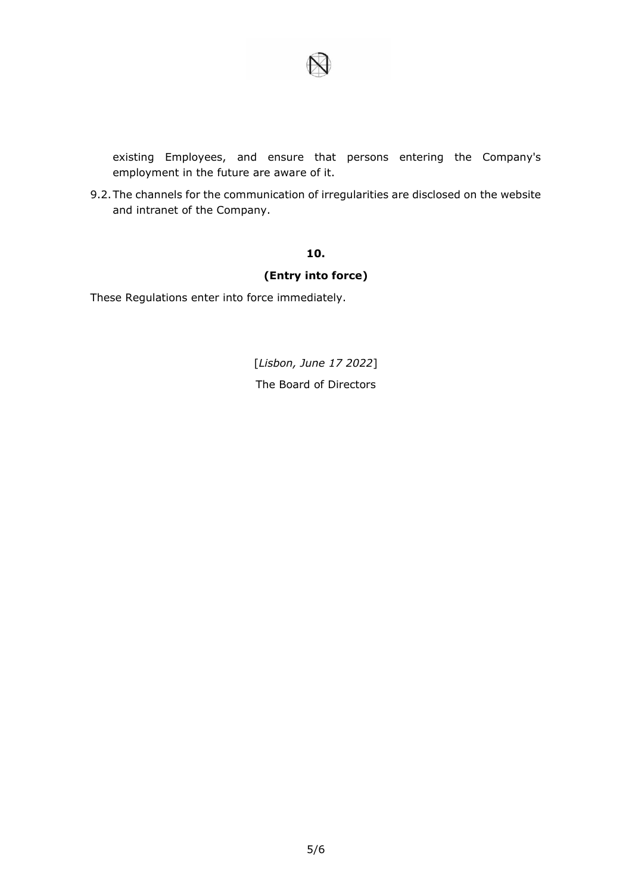existing Employees, and ensure that persons entering the Company's employment in the future are aware of it.

9.2. The channels for the communication of irregularities are disclosed on the website and intranet of the Company.

**10.**

**(Entry into force)**

These Regulations enter into force immediately.

[*Lisbon, June 17 2022*]

The Board of Directors